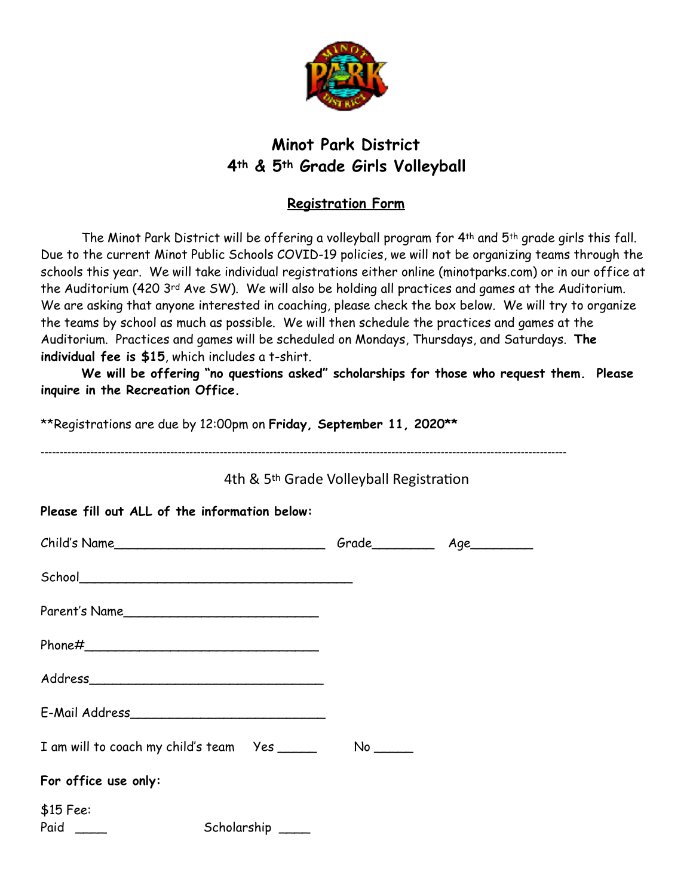# Minot Park District
# 4th & 5th Grade Girls Volleyball

## Registration Form

The Minot Park District will be offering a volleyball program for 4th and 5th grade girls this fall. Due to the current Minot Public Schools COVID-19 policies, we will not be organizing teams through the schools this year. We will take individual registrations either online (minotparks.com) or in our office at the Auditorium (420 3rd Ave SW). We will also be holding all practices and games at the Auditorium. We are asking that anyone interested in coaching, please check the box below. We will try to organize the teams by school as much as possible. We will then schedule the practices and games at the Auditorium. Practices and games will be scheduled on Mondays, Thursdays, and Saturdays. **The individual fee is $15**, which includes a t-shirt.

**We will be offering "no questions asked" scholarships for those who request them. Please inquire in the Recreation Office.**

**Registrations are due by 12:00pm on **Friday, September 11, 2020****

---

4th & 5th Grade Volleyball Registration

**Please fill out ALL of the information below:**

Child's Name____________________________ Grade________ Age________

School____________________________________

Parent's Name__________________________

Phone#______________________________

Address______________________________

E-Mail Address__________________________

I am will to coach my child's team Yes _____ No _____

**For office use only:**

$15 Fee:
Paid ____ Scholarship ____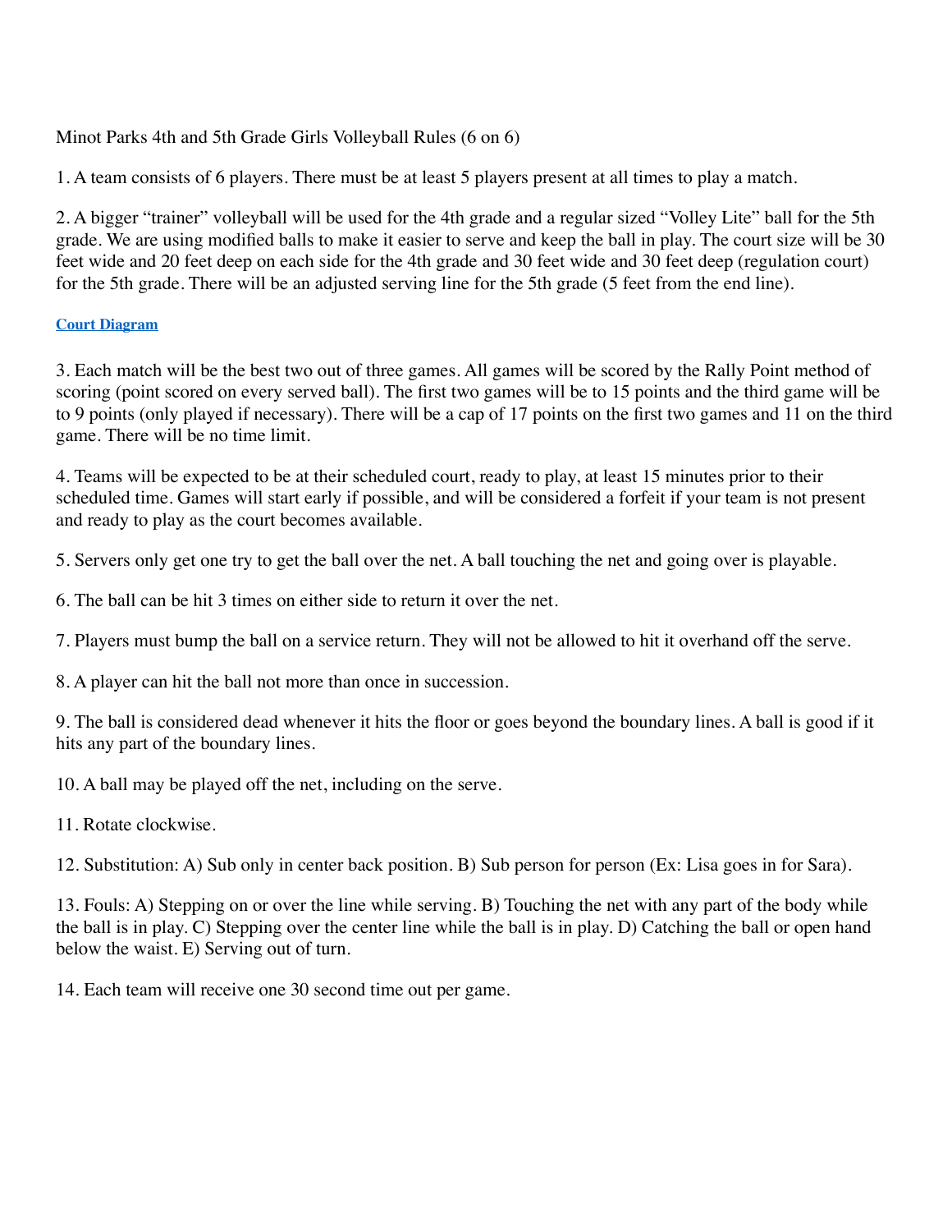Minot Parks 4th and 5th Grade Girls Volleyball Rules (6 on 6)

1. A team consists of 6 players. There must be at least 5 players present at all times to play a match.

2. A bigger "trainer" volleyball will be used for the 4th grade and a regular sized "Volley Lite" ball for the 5th grade. We are using modified balls to make it easier to serve and keep the ball in play. The court size will be 30 feet wide and 20 feet deep on each side for the 4th grade and 30 feet wide and 30 feet deep (regulation court) for the 5th grade. There will be an adjusted serving line for the 5th grade (5 feet from the end line).

**Court Diagram**

3. Each match will be the best two out of three games. All games will be scored by the Rally Point method of scoring (point scored on every served ball). The first two games will be to 15 points and the third game will be to 9 points (only played if necessary). There will be a cap of 17 points on the first two games and 11 on the third game. There will be no time limit.

4. Teams will be expected to be at their scheduled court, ready to play, at least 15 minutes prior to their scheduled time. Games will start early if possible, and will be considered a forfeit if your team is not present and ready to play as the court becomes available.

5. Servers only get one try to get the ball over the net. A ball touching the net and going over is playable.

6. The ball can be hit 3 times on either side to return it over the net.

7. Players must bump the ball on a service return. They will not be allowed to hit it overhand off the serve.

8. A player can hit the ball not more than once in succession.

9. The ball is considered dead whenever it hits the floor or goes beyond the boundary lines. A ball is good if it hits any part of the boundary lines.

10. A ball may be played off the net, including on the serve.

11. Rotate clockwise.

12. Substitution: A) Sub only in center back position. B) Sub person for person (Ex: Lisa goes in for Sara).

13. Fouls: A) Stepping on or over the line while serving. B) Touching the net with any part of the body while the ball is in play. C) Stepping over the center line while the ball is in play. D) Catching the ball or open hand below the waist. E) Serving out of turn.

14. Each team will receive one 30 second time out per game.